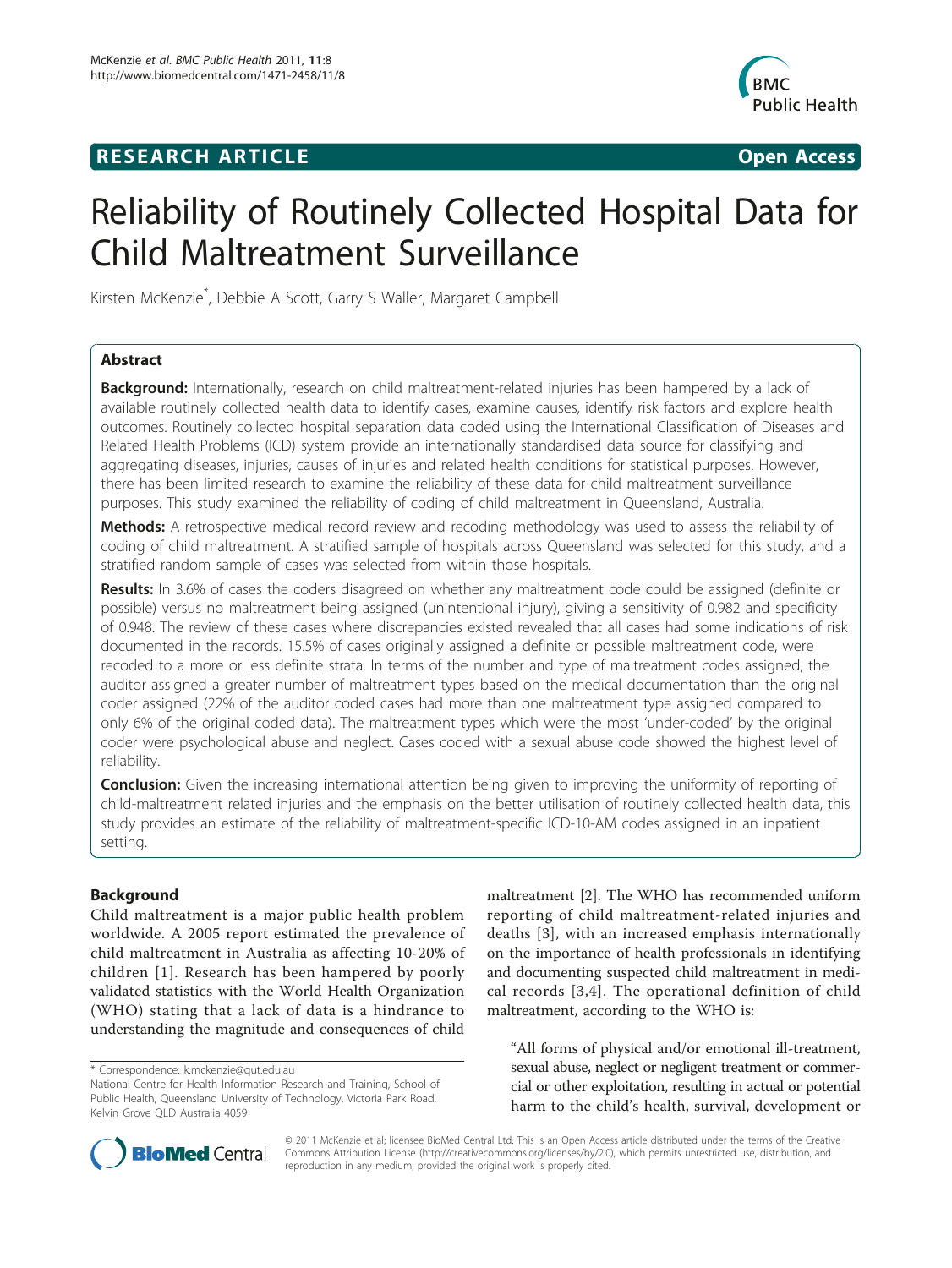RESEARCH ARTICLE Open Access

# Reliability of Routinely Collected Hospital Data for Child Maltreatment Surveillance

Kirsten McKenzie*, Debbie A Scott, Garry S Waller, Margaret Campbell

## Abstract

**Background:** Internationally, research on child maltreatment-related injuries has been hampered by a lack of available routinely collected health data to identify cases, examine causes, identify risk factors and explore health outcomes. Routinely collected hospital separation data coded using the International Classification of Diseases and Related Health Problems (ICD) system provide an internationally standardised data source for classifying and aggregating diseases, injuries, causes of injuries and related health conditions for statistical purposes. However, there has been limited research to examine the reliability of these data for child maltreatment surveillance purposes. This study examined the reliability of coding of child maltreatment in Queensland, Australia.

**Methods:** A retrospective medical record review and recoding methodology was used to assess the reliability of coding of child maltreatment. A stratified sample of hospitals across Queensland was selected for this study, and a stratified random sample of cases was selected from within those hospitals.

**Results:** In 3.6% of cases the coders disagreed on whether any maltreatment code could be assigned (definite or possible) versus no maltreatment being assigned (unintentional injury), giving a sensitivity of 0.982 and specificity of 0.948. The review of these cases where discrepancies existed revealed that all cases had some indications of risk documented in the records. 15.5% of cases originally assigned a definite or possible maltreatment code, were recoded to a more or less definite strata. In terms of the number and type of maltreatment codes assigned, the auditor assigned a greater number of maltreatment types based on the medical documentation than the original coder assigned (22% of the auditor coded cases had more than one maltreatment type assigned compared to only 6% of the original coded data). The maltreatment types which were the most 'under-coded' by the original coder were psychological abuse and neglect. Cases coded with a sexual abuse code showed the highest level of reliability.

**Conclusion:** Given the increasing international attention being given to improving the uniformity of reporting of child-maltreatment related injuries and the emphasis on the better utilisation of routinely collected health data, this study provides an estimate of the reliability of maltreatment-specific ICD-10-AM codes assigned in an inpatient setting.

## Background

Child maltreatment is a major public health problem worldwide. A 2005 report estimated the prevalence of child maltreatment in Australia as affecting 10-20% of children [1]. Research has been hampered by poorly validated statistics with the World Health Organization (WHO) stating that a lack of data is a hindrance to understanding the magnitude and consequences of child maltreatment [2]. The WHO has recommended uniform reporting of child maltreatment-related injuries and deaths [3], with an increased emphasis internationally on the importance of health professionals in identifying and documenting suspected child maltreatment in medical records [3,4]. The operational definition of child maltreatment, according to the WHO is:

> "All forms of physical and/or emotional ill-treatment, sexual abuse, neglect or negligent treatment or commercial or other exploitation, resulting in actual or potential harm to the child's health, survival, development or

\* Correspondence: k.mckenzie@qut.edu.au
National Centre for Health Information Research and Training, School of Public Health, Queensland University of Technology, Victoria Park Road, Kelvin Grove QLD Australia 4059

© 2011 McKenzie et al; licensee BioMed Central Ltd. This is an Open Access article distributed under the terms of the Creative Commons Attribution License (http://creativecommons.org/licenses/by/2.0), which permits unrestricted use, distribution, and reproduction in any medium, provided the original work is properly cited.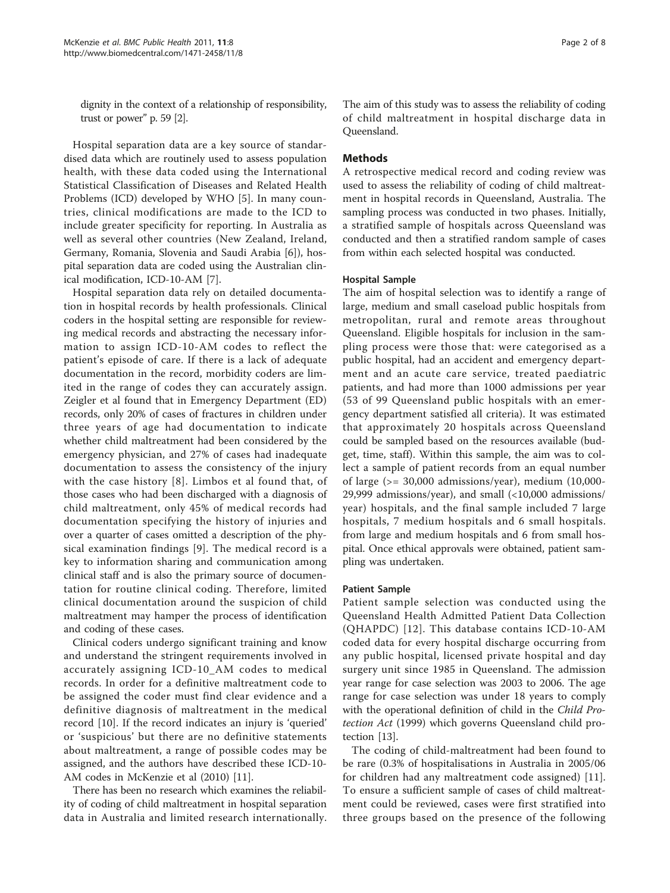dignity in the context of a relationship of responsibility, trust or power" p. 59 [2].

Hospital separation data are a key source of standardised data which are routinely used to assess population health, with these data coded using the International Statistical Classification of Diseases and Related Health Problems (ICD) developed by WHO [5]. In many countries, clinical modifications are made to the ICD to include greater specificity for reporting. In Australia as well as several other countries (New Zealand, Ireland, Germany, Romania, Slovenia and Saudi Arabia [6]), hospital separation data are coded using the Australian clinical modification, ICD-10-AM [7].

Hospital separation data rely on detailed documentation in hospital records by health professionals. Clinical coders in the hospital setting are responsible for reviewing medical records and abstracting the necessary information to assign ICD-10-AM codes to reflect the patient's episode of care. If there is a lack of adequate documentation in the record, morbidity coders are limited in the range of codes they can accurately assign. Zeigler et al found that in Emergency Department (ED) records, only 20% of cases of fractures in children under three years of age had documentation to indicate whether child maltreatment had been considered by the emergency physician, and 27% of cases had inadequate documentation to assess the consistency of the injury with the case history [8]. Limbos et al found that, of those cases who had been discharged with a diagnosis of child maltreatment, only 45% of medical records had documentation specifying the history of injuries and over a quarter of cases omitted a description of the physical examination findings [9]. The medical record is a key to information sharing and communication among clinical staff and is also the primary source of documentation for routine clinical coding. Therefore, limited clinical documentation around the suspicion of child maltreatment may hamper the process of identification and coding of these cases.

Clinical coders undergo significant training and know and understand the stringent requirements involved in accurately assigning ICD-10_AM codes to medical records. In order for a definitive maltreatment code to be assigned the coder must find clear evidence and a definitive diagnosis of maltreatment in the medical record [10]. If the record indicates an injury is 'queried' or 'suspicious' but there are no definitive statements about maltreatment, a range of possible codes may be assigned, and the authors have described these ICD-10-AM codes in McKenzie et al (2010) [11].

There has been no research which examines the reliability of coding of child maltreatment in hospital separation data in Australia and limited research internationally. The aim of this study was to assess the reliability of coding of child maltreatment in hospital discharge data in Queensland.

## Methods

A retrospective medical record and coding review was used to assess the reliability of coding of child maltreatment in hospital records in Queensland, Australia. The sampling process was conducted in two phases. Initially, a stratified sample of hospitals across Queensland was conducted and then a stratified random sample of cases from within each selected hospital was conducted.

### Hospital Sample

The aim of hospital selection was to identify a range of large, medium and small caseload public hospitals from metropolitan, rural and remote areas throughout Queensland. Eligible hospitals for inclusion in the sampling process were those that: were categorised as a public hospital, had an accident and emergency department and an acute care service, treated paediatric patients, and had more than 1000 admissions per year (53 of 99 Queensland public hospitals with an emergency department satisfied all criteria). It was estimated that approximately 20 hospitals across Queensland could be sampled based on the resources available (budget, time, staff). Within this sample, the aim was to collect a sample of patient records from an equal number of large (>= 30,000 admissions/year), medium (10,000-29,999 admissions/year), and small (<10,000 admissions/year) hospitals, and the final sample included 7 large hospitals, 7 medium hospitals and 6 small hospitals. from large and medium hospitals and 6 from small hospital. Once ethical approvals were obtained, patient sampling was undertaken.

### Patient Sample

Patient sample selection was conducted using the Queensland Health Admitted Patient Data Collection (QHAPDC) [12]. This database contains ICD-10-AM coded data for every hospital discharge occurring from any public hospital, licensed private hospital and day surgery unit since 1985 in Queensland. The admission year range for case selection was 2003 to 2006. The age range for case selection was under 18 years to comply with the operational definition of child in the *Child Protection Act* (1999) which governs Queensland child protection [13].

The coding of child-maltreatment had been found to be rare (0.3% of hospitalisations in Australia in 2005/06 for children had any maltreatment code assigned) [11]. To ensure a sufficient sample of cases of child maltreatment could be reviewed, cases were first stratified into three groups based on the presence of the following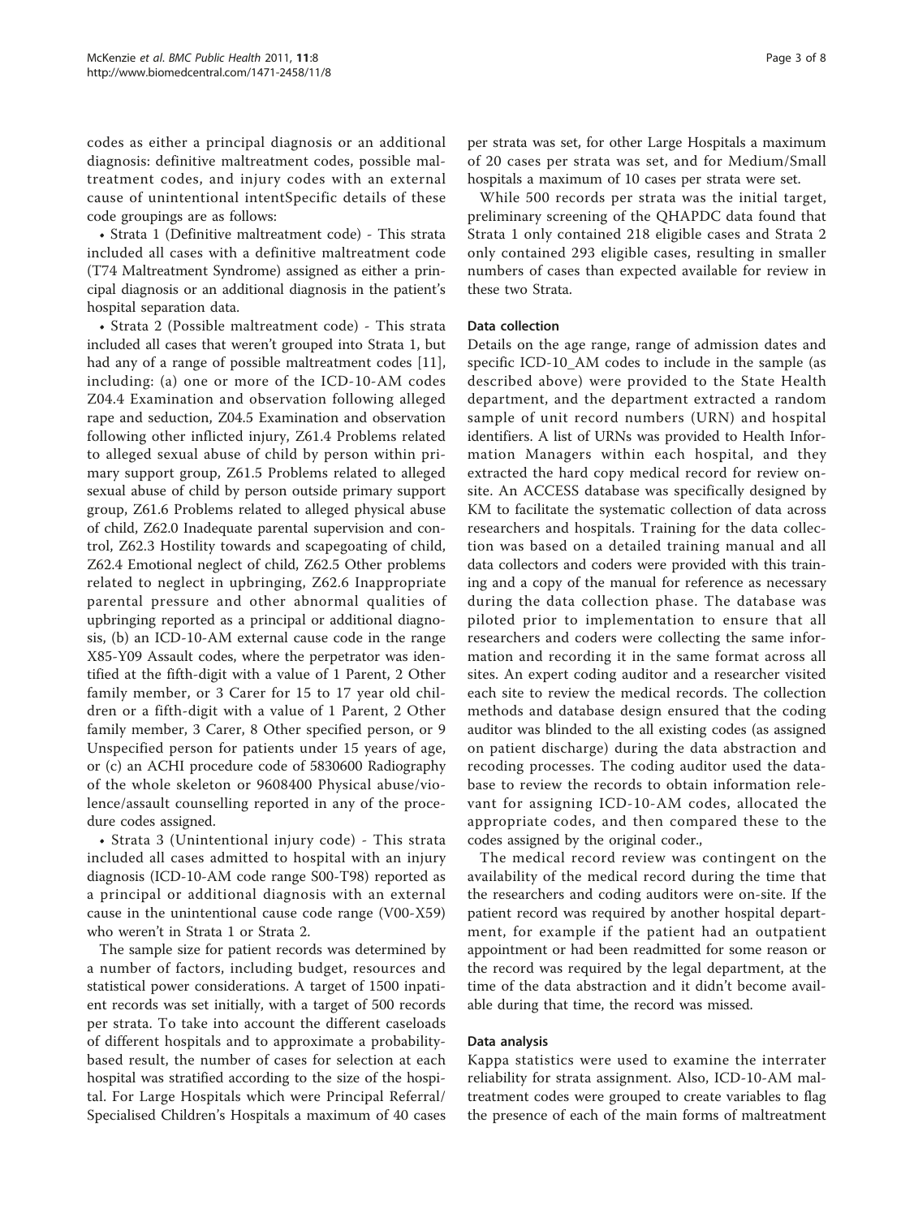codes as either a principal diagnosis or an additional diagnosis: definitive maltreatment codes, possible maltreatment codes, and injury codes with an external cause of unintentional intentSpecific details of these code groupings are as follows:

- Strata 1 (Definitive maltreatment code) - This strata included all cases with a definitive maltreatment code (T74 Maltreatment Syndrome) assigned as either a principal diagnosis or an additional diagnosis in the patient's hospital separation data.
- Strata 2 (Possible maltreatment code) - This strata included all cases that weren't grouped into Strata 1, but had any of a range of possible maltreatment codes [11], including: (a) one or more of the ICD-10-AM codes Z04.4 Examination and observation following alleged rape and seduction, Z04.5 Examination and observation following other inflicted injury, Z61.4 Problems related to alleged sexual abuse of child by person within primary support group, Z61.5 Problems related to alleged sexual abuse of child by person outside primary support group, Z61.6 Problems related to alleged physical abuse of child, Z62.0 Inadequate parental supervision and control, Z62.3 Hostility towards and scapegoating of child, Z62.4 Emotional neglect of child, Z62.5 Other problems related to neglect in upbringing, Z62.6 Inappropriate parental pressure and other abnormal qualities of upbringing reported as a principal or additional diagnosis, (b) an ICD-10-AM external cause code in the range X85-Y09 Assault codes, where the perpetrator was identified at the fifth-digit with a value of 1 Parent, 2 Other family member, or 3 Carer for 15 to 17 year old children or a fifth-digit with a value of 1 Parent, 2 Other family member, 3 Carer, 8 Other specified person, or 9 Unspecified person for patients under 15 years of age, or (c) an ACHI procedure code of 5830600 Radiography of the whole skeleton or 9608400 Physical abuse/violence/assault counselling reported in any of the procedure codes assigned.
- Strata 3 (Unintentional injury code) - This strata included all cases admitted to hospital with an injury diagnosis (ICD-10-AM code range S00-T98) reported as a principal or additional diagnosis with an external cause in the unintentional cause code range (V00-X59) who weren't in Strata 1 or Strata 2.

The sample size for patient records was determined by a number of factors, including budget, resources and statistical power considerations. A target of 1500 inpatient records was set initially, with a target of 500 records per strata. To take into account the different caseloads of different hospitals and to approximate a probability-based result, the number of cases for selection at each hospital was stratified according to the size of the hospital. For Large Hospitals which were Principal Referral/Specialised Children's Hospitals a maximum of 40 cases per strata was set, for other Large Hospitals a maximum of 20 cases per strata was set, and for Medium/Small hospitals a maximum of 10 cases per strata were set.

While 500 records per strata was the initial target, preliminary screening of the QHAPDC data found that Strata 1 only contained 218 eligible cases and Strata 2 only contained 293 eligible cases, resulting in smaller numbers of cases than expected available for review in these two Strata.

### Data collection

Details on the age range, range of admission dates and specific ICD-10_AM codes to include in the sample (as described above) were provided to the State Health department, and the department extracted a random sample of unit record numbers (URN) and hospital identifiers. A list of URNs was provided to Health Information Managers within each hospital, and they extracted the hard copy medical record for review on-site. An ACCESS database was specifically designed by KM to facilitate the systematic collection of data across researchers and hospitals. Training for the data collection was based on a detailed training manual and all data collectors and coders were provided with this training and a copy of the manual for reference as necessary during the data collection phase. The database was piloted prior to implementation to ensure that all researchers and coders were collecting the same information and recording it in the same format across all sites. An expert coding auditor and a researcher visited each site to review the medical records. The collection methods and database design ensured that the coding auditor was blinded to the all existing codes (as assigned on patient discharge) during the data abstraction and recoding processes. The coding auditor used the database to review the records to obtain information relevant for assigning ICD-10-AM codes, allocated the appropriate codes, and then compared these to the codes assigned by the original coder.,

The medical record review was contingent on the availability of the medical record during the time that the researchers and coding auditors were on-site. If the patient record was required by another hospital department, for example if the patient had an outpatient appointment or had been readmitted for some reason or the record was required by the legal department, at the time of the data abstraction and it didn't become available during that time, the record was missed.

### Data analysis

Kappa statistics were used to examine the interrater reliability for strata assignment. Also, ICD-10-AM maltreatment codes were grouped to create variables to flag the presence of each of the main forms of maltreatment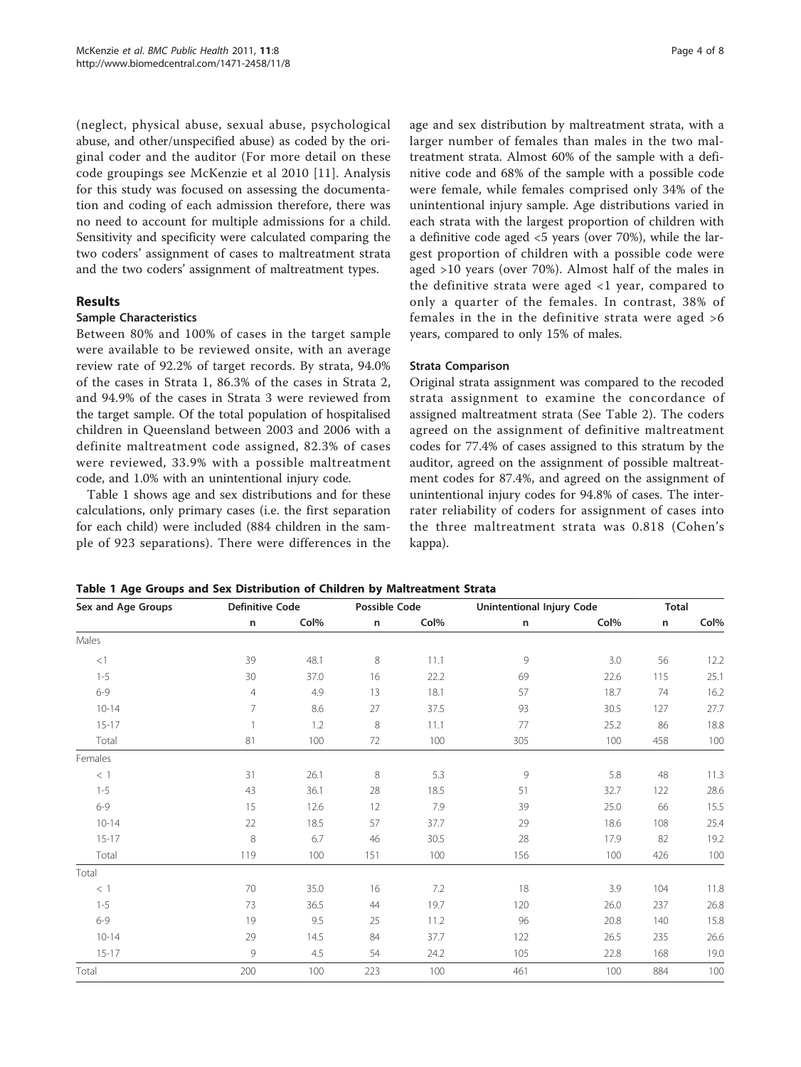(neglect, physical abuse, sexual abuse, psychological abuse, and other/unspecified abuse) as coded by the original coder and the auditor (For more detail on these code groupings see McKenzie et al 2010 [11]. Analysis for this study was focused on assessing the documentation and coding of each admission therefore, there was no need to account for multiple admissions for a child. Sensitivity and specificity were calculated comparing the two coders' assignment of cases to maltreatment strata and the two coders' assignment of maltreatment types.

## Results

### Sample Characteristics

Between 80% and 100% of cases in the target sample were available to be reviewed onsite, with an average review rate of 92.2% of target records. By strata, 94.0% of the cases in Strata 1, 86.3% of the cases in Strata 2, and 94.9% of the cases in Strata 3 were reviewed from the target sample. Of the total population of hospitalised children in Queensland between 2003 and 2006 with a definite maltreatment code assigned, 82.3% of cases were reviewed, 33.9% with a possible maltreatment code, and 1.0% with an unintentional injury code.

Table 1 shows age and sex distributions and for these calculations, only primary cases (i.e. the first separation for each child) were included (884 children in the sample of 923 separations). There were differences in the age and sex distribution by maltreatment strata, with a larger number of females than males in the two maltreatment strata. Almost 60% of the sample with a definitive code and 68% of the sample with a possible code were female, while females comprised only 34% of the unintentional injury sample. Age distributions varied in each strata with the largest proportion of children with a definitive code aged <5 years (over 70%), while the largest proportion of children with a possible code were aged >10 years (over 70%). Almost half of the males in the definitive strata were aged <1 year, compared to only a quarter of the females. In contrast, 38% of females in the in the definitive strata were aged >6 years, compared to only 15% of males.

### Strata Comparison

Original strata assignment was compared to the recoded strata assignment to examine the concordance of assigned maltreatment strata (See Table 2). The coders agreed on the assignment of definitive maltreatment codes for 77.4% of cases assigned to this stratum by the auditor, agreed on the assignment of possible maltreatment codes for 87.4%, and agreed on the assignment of unintentional injury codes for 94.8% of cases. The inter-rater reliability of coders for assignment of cases into the three maltreatment strata was 0.818 (Cohen's kappa).

**Table 1 Age Groups and Sex Distribution of Children by Maltreatment Strata**

| Sex and Age Groups | Definitive Code | | Possible Code | | Unintentional Injury Code | | Total | |
|---|---|---|---|---|---|---|---|---|
| | n | Col% | n | Col% | n | Col% | n | Col% |
| Males | | | | | | | | |
| <1 | 39 | 48.1 | 8 | 11.1 | 9 | 3.0 | 56 | 12.2 |
| 1-5 | 30 | 37.0 | 16 | 22.2 | 69 | 22.6 | 115 | 25.1 |
| 6-9 | 4 | 4.9 | 13 | 18.1 | 57 | 18.7 | 74 | 16.2 |
| 10-14 | 7 | 8.6 | 27 | 37.5 | 93 | 30.5 | 127 | 27.7 |
| 15-17 | 1 | 1.2 | 8 | 11.1 | 77 | 25.2 | 86 | 18.8 |
| Total | 81 | 100 | 72 | 100 | 305 | 100 | 458 | 100 |
| Females | | | | | | | | |
| < 1 | 31 | 26.1 | 8 | 5.3 | 9 | 5.8 | 48 | 11.3 |
| 1-5 | 43 | 36.1 | 28 | 18.5 | 51 | 32.7 | 122 | 28.6 |
| 6-9 | 15 | 12.6 | 12 | 7.9 | 39 | 25.0 | 66 | 15.5 |
| 10-14 | 22 | 18.5 | 57 | 37.7 | 29 | 18.6 | 108 | 25.4 |
| 15-17 | 8 | 6.7 | 46 | 30.5 | 28 | 17.9 | 82 | 19.2 |
| Total | 119 | 100 | 151 | 100 | 156 | 100 | 426 | 100 |
| Total | | | | | | | | |
| < 1 | 70 | 35.0 | 16 | 7.2 | 18 | 3.9 | 104 | 11.8 |
| 1-5 | 73 | 36.5 | 44 | 19.7 | 120 | 26.0 | 237 | 26.8 |
| 6-9 | 19 | 9.5 | 25 | 11.2 | 96 | 20.8 | 140 | 15.8 |
| 10-14 | 29 | 14.5 | 84 | 37.7 | 122 | 26.5 | 235 | 26.6 |
| 15-17 | 9 | 4.5 | 54 | 24.2 | 105 | 22.8 | 168 | 19.0 |
| Total | 200 | 100 | 223 | 100 | 461 | 100 | 884 | 100 |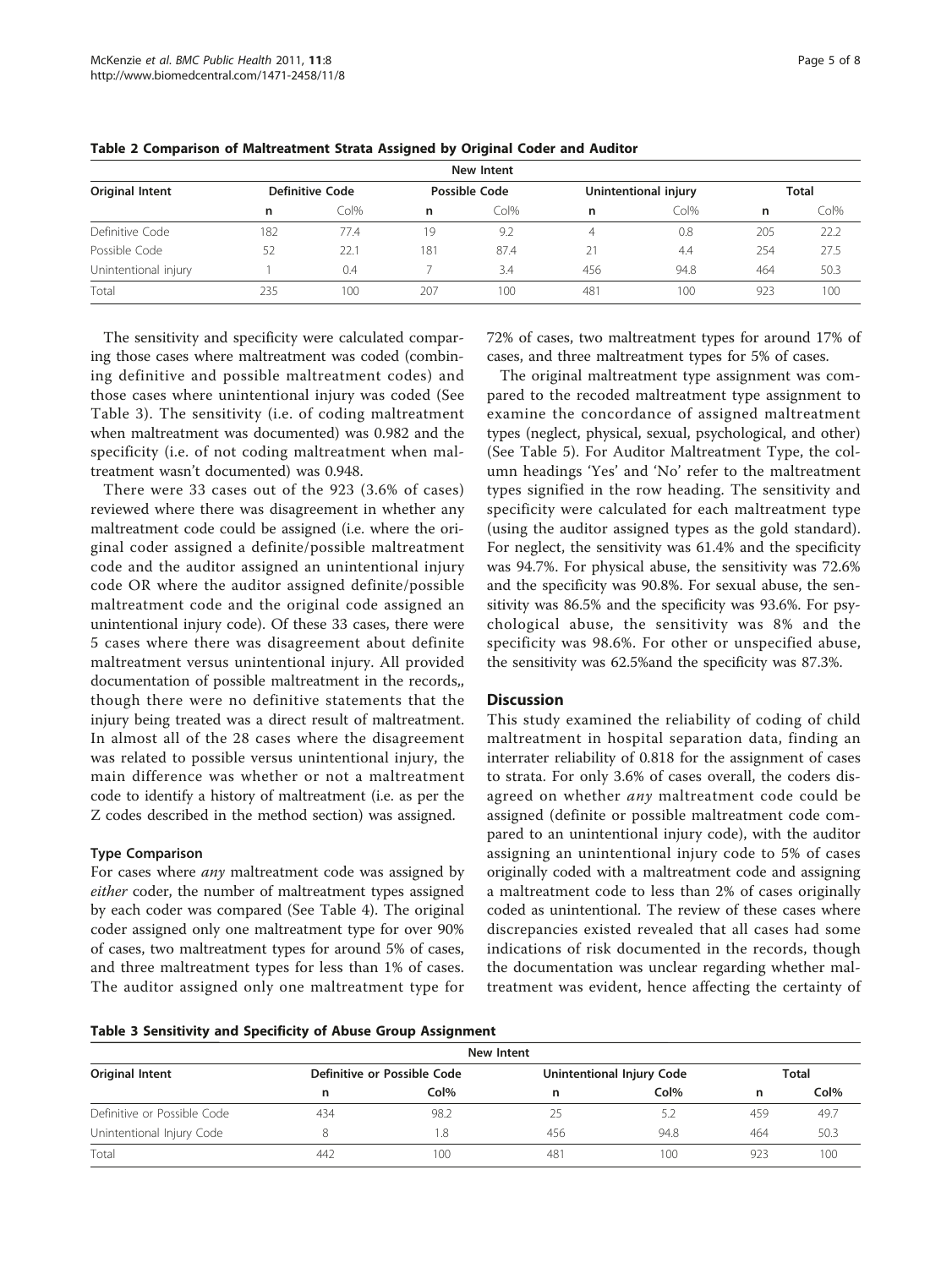**Table 2 Comparison of Maltreatment Strata Assigned by Original Coder and Auditor**

| Original Intent | New Intent | | | | | | | |
|---|---|---|---|---|---|---|---|---|
| | Definitive Code | | Possible Code | | Unintentional injury | | Total | |
| | n | Col% | n | Col% | n | Col% | n | Col% |
| Definitive Code | 182 | 77.4 | 19 | 9.2 | 4 | 0.8 | 205 | 22.2 |
| Possible Code | 52 | 22.1 | 181 | 87.4 | 21 | 4.4 | 254 | 27.5 |
| Unintentional injury | 1 | 0.4 | 7 | 3.4 | 456 | 94.8 | 464 | 50.3 |
| Total | 235 | 100 | 207 | 100 | 481 | 100 | 923 | 100 |

The sensitivity and specificity were calculated comparing those cases where maltreatment was coded (combining definitive and possible maltreatment codes) and those cases where unintentional injury was coded (See Table 3). The sensitivity (i.e. of coding maltreatment when maltreatment was documented) was 0.982 and the specificity (i.e. of not coding maltreatment when maltreatment wasn't documented) was 0.948.

There were 33 cases out of the 923 (3.6% of cases) reviewed where there was disagreement in whether any maltreatment code could be assigned (i.e. where the original coder assigned a definite/possible maltreatment code and the auditor assigned an unintentional injury code OR where the auditor assigned definite/possible maltreatment code and the original code assigned an unintentional injury code). Of these 33 cases, there were 5 cases where there was disagreement about definite maltreatment versus unintentional injury. All provided documentation of possible maltreatment in the records,, though there were no definitive statements that the injury being treated was a direct result of maltreatment. In almost all of the 28 cases where the disagreement was related to possible versus unintentional injury, the main difference was whether or not a maltreatment code to identify a history of maltreatment (i.e. as per the Z codes described in the method section) was assigned.

### Type Comparison

For cases where *any* maltreatment code was assigned by *either* coder, the number of maltreatment types assigned by each coder was compared (See Table 4). The original coder assigned only one maltreatment type for over 90% of cases, two maltreatment types for around 5% of cases, and three maltreatment types for less than 1% of cases. The auditor assigned only one maltreatment type for 72% of cases, two maltreatment types for around 17% of cases, and three maltreatment types for 5% of cases.

The original maltreatment type assignment was compared to the recoded maltreatment type assignment to examine the concordance of assigned maltreatment types (neglect, physical, sexual, psychological, and other) (See Table 5). For Auditor Maltreatment Type, the column headings 'Yes' and 'No' refer to the maltreatment types signified in the row heading. The sensitivity and specificity were calculated for each maltreatment type (using the auditor assigned types as the gold standard). For neglect, the sensitivity was 61.4% and the specificity was 94.7%. For physical abuse, the sensitivity was 72.6% and the specificity was 90.8%. For sexual abuse, the sensitivity was 86.5% and the specificity was 93.6%. For psychological abuse, the sensitivity was 8% and the specificity was 98.6%. For other or unspecified abuse, the sensitivity was 62.5%and the specificity was 87.3%.

## Discussion

This study examined the reliability of coding of child maltreatment in hospital separation data, finding an interrater reliability of 0.818 for the assignment of cases to strata. For only 3.6% of cases overall, the coders disagreed on whether *any* maltreatment code could be assigned (definite or possible maltreatment code compared to an unintentional injury code), with the auditor assigning an unintentional injury code to 5% of cases originally coded with a maltreatment code and assigning a maltreatment code to less than 2% of cases originally coded as unintentional. The review of these cases where discrepancies existed revealed that all cases had some indications of risk documented in the records, though the documentation was unclear regarding whether maltreatment was evident, hence affecting the certainty of

**Table 3 Sensitivity and Specificity of Abuse Group Assignment**

| Original Intent | New Intent | | | | | |
|---|---|---|---|---|---|---|
| | Definitive or Possible Code | | Unintentional Injury Code | | Total | |
| | n | Col% | n | Col% | n | Col% |
| Definitive or Possible Code | 434 | 98.2 | 25 | 5.2 | 459 | 49.7 |
| Unintentional Injury Code | 8 | 1.8 | 456 | 94.8 | 464 | 50.3 |
| Total | 442 | 100 | 481 | 100 | 923 | 100 |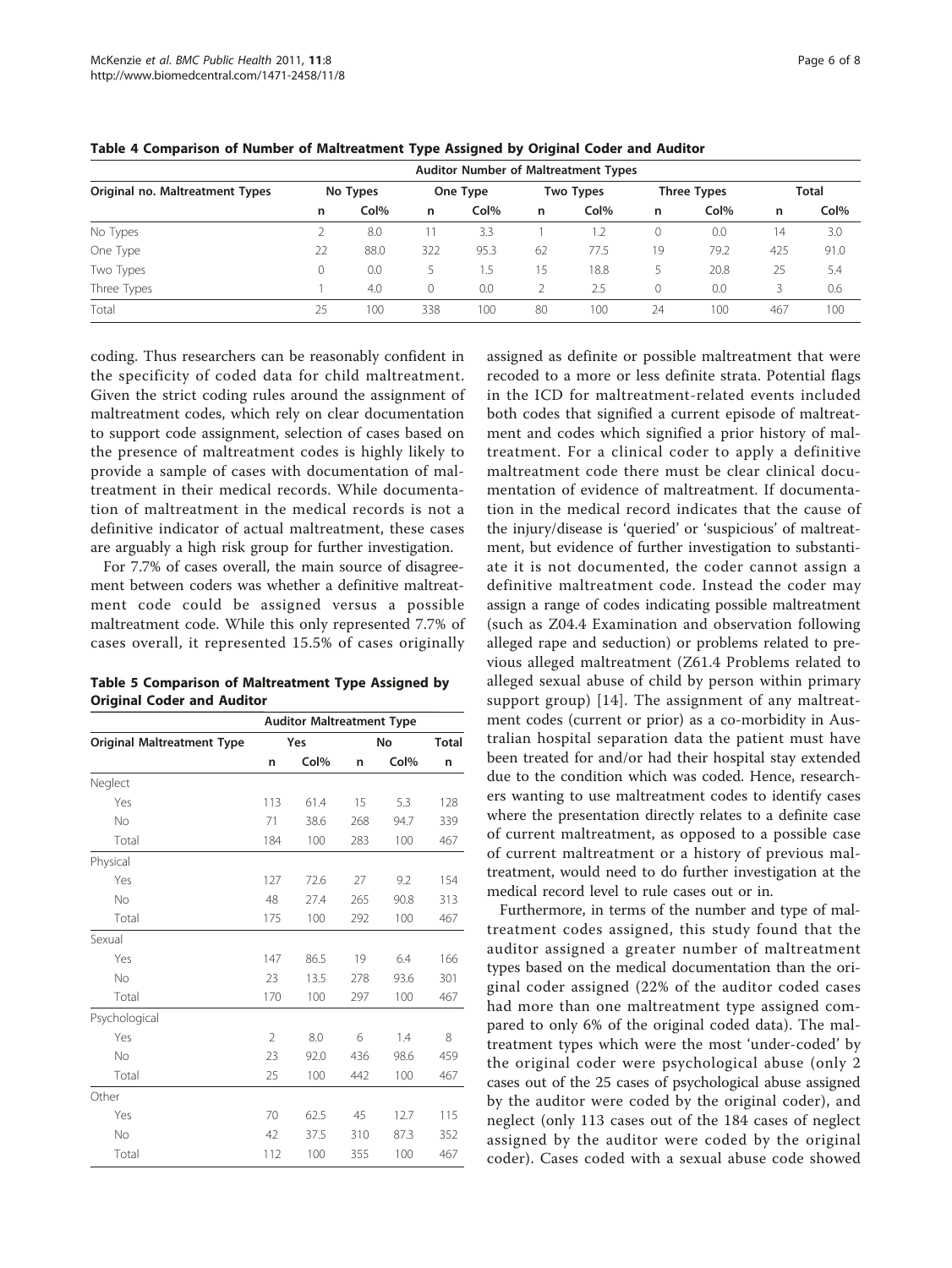**Table 4 Comparison of Number of Maltreatment Type Assigned by Original Coder and Auditor**

| Original no. Maltreatment Types | Auditor Number of Maltreatment Types | | | | | | | | | |
|---|---|---|---|---|---|---|---|---|---|---|
| | No Types | | One Type | | Two Types | | Three Types | | Total | |
| | n | Col% | n | Col% | n | Col% | n | Col% | n | Col% |
| No Types | 2 | 8.0 | 11 | 3.3 | 1 | 1.2 | 0 | 0.0 | 14 | 3.0 |
| One Type | 22 | 88.0 | 322 | 95.3 | 62 | 77.5 | 19 | 79.2 | 425 | 91.0 |
| Two Types | 0 | 0.0 | 5 | 1.5 | 15 | 18.8 | 5 | 20.8 | 25 | 5.4 |
| Three Types | 1 | 4.0 | 0 | 0.0 | 2 | 2.5 | 0 | 0.0 | 3 | 0.6 |
| Total | 25 | 100 | 338 | 100 | 80 | 100 | 24 | 100 | 467 | 100 |

coding. Thus researchers can be reasonably confident in the specificity of coded data for child maltreatment. Given the strict coding rules around the assignment of maltreatment codes, which rely on clear documentation to support code assignment, selection of cases based on the presence of maltreatment codes is highly likely to provide a sample of cases with documentation of maltreatment in their medical records. While documentation of maltreatment in the medical records is not a definitive indicator of actual maltreatment, these cases are arguably a high risk group for further investigation.

For 7.7% of cases overall, the main source of disagreement between coders was whether a definitive maltreatment code could be assigned versus a possible maltreatment code. While this only represented 7.7% of cases overall, it represented 15.5% of cases originally assigned as definite or possible maltreatment that were recoded to a more or less definite strata. Potential flags in the ICD for maltreatment-related events included both codes that signified a current episode of maltreatment and codes which signified a prior history of maltreatment. For a clinical coder to apply a definitive maltreatment code there must be clear clinical documentation of evidence of maltreatment. If documentation in the medical record indicates that the cause of the injury/disease is 'queried' or 'suspicious' of maltreatment, but evidence of further investigation to substantiate it is not documented, the coder cannot assign a definitive maltreatment code. Instead the coder may assign a range of codes indicating possible maltreatment (such as Z04.4 Examination and observation following alleged rape and seduction) or problems related to previous alleged maltreatment (Z61.4 Problems related to alleged sexual abuse of child by person within primary support group) [14]. The assignment of any maltreatment codes (current or prior) as a co-morbidity in Australian hospital separation data the patient must have been treated for and/or had their hospital stay extended due to the condition which was coded. Hence, researchers wanting to use maltreatment codes to identify cases where the presentation directly relates to a definite case of current maltreatment, as opposed to a possible case of current maltreatment or a history of previous maltreatment, would need to do further investigation at the medical record level to rule cases out or in.

**Table 5 Comparison of Maltreatment Type Assigned by Original Coder and Auditor**

| Original Maltreatment Type | Auditor Maltreatment Type | | | | |
|---|---|---|---|---|---|
| | Yes | | No | | Total |
| | n | Col% | n | Col% | n |
| Neglect | | | | | |
| Yes | 113 | 61.4 | 15 | 5.3 | 128 |
| No | 71 | 38.6 | 268 | 94.7 | 339 |
| Total | 184 | 100 | 283 | 100 | 467 |
| Physical | | | | | |
| Yes | 127 | 72.6 | 27 | 9.2 | 154 |
| No | 48 | 27.4 | 265 | 90.8 | 313 |
| Total | 175 | 100 | 292 | 100 | 467 |
| Sexual | | | | | |
| Yes | 147 | 86.5 | 19 | 6.4 | 166 |
| No | 23 | 13.5 | 278 | 93.6 | 301 |
| Total | 170 | 100 | 297 | 100 | 467 |
| Psychological | | | | | |
| Yes | 2 | 8.0 | 6 | 1.4 | 8 |
| No | 23 | 92.0 | 436 | 98.6 | 459 |
| Total | 25 | 100 | 442 | 100 | 467 |
| Other | | | | | |
| Yes | 70 | 62.5 | 45 | 12.7 | 115 |
| No | 42 | 37.5 | 310 | 87.3 | 352 |
| Total | 112 | 100 | 355 | 100 | 467 |

Furthermore, in terms of the number and type of maltreatment codes assigned, this study found that the auditor assigned a greater number of maltreatment types based on the medical documentation than the original coder assigned (22% of the auditor coded cases had more than one maltreatment type assigned compared to only 6% of the original coded data). The maltreatment types which were the most 'under-coded' by the original coder were psychological abuse (only 2 cases out of the 25 cases of psychological abuse assigned by the auditor were coded by the original coder), and neglect (only 113 cases out of the 184 cases of neglect assigned by the auditor were coded by the original coder). Cases coded with a sexual abuse code showed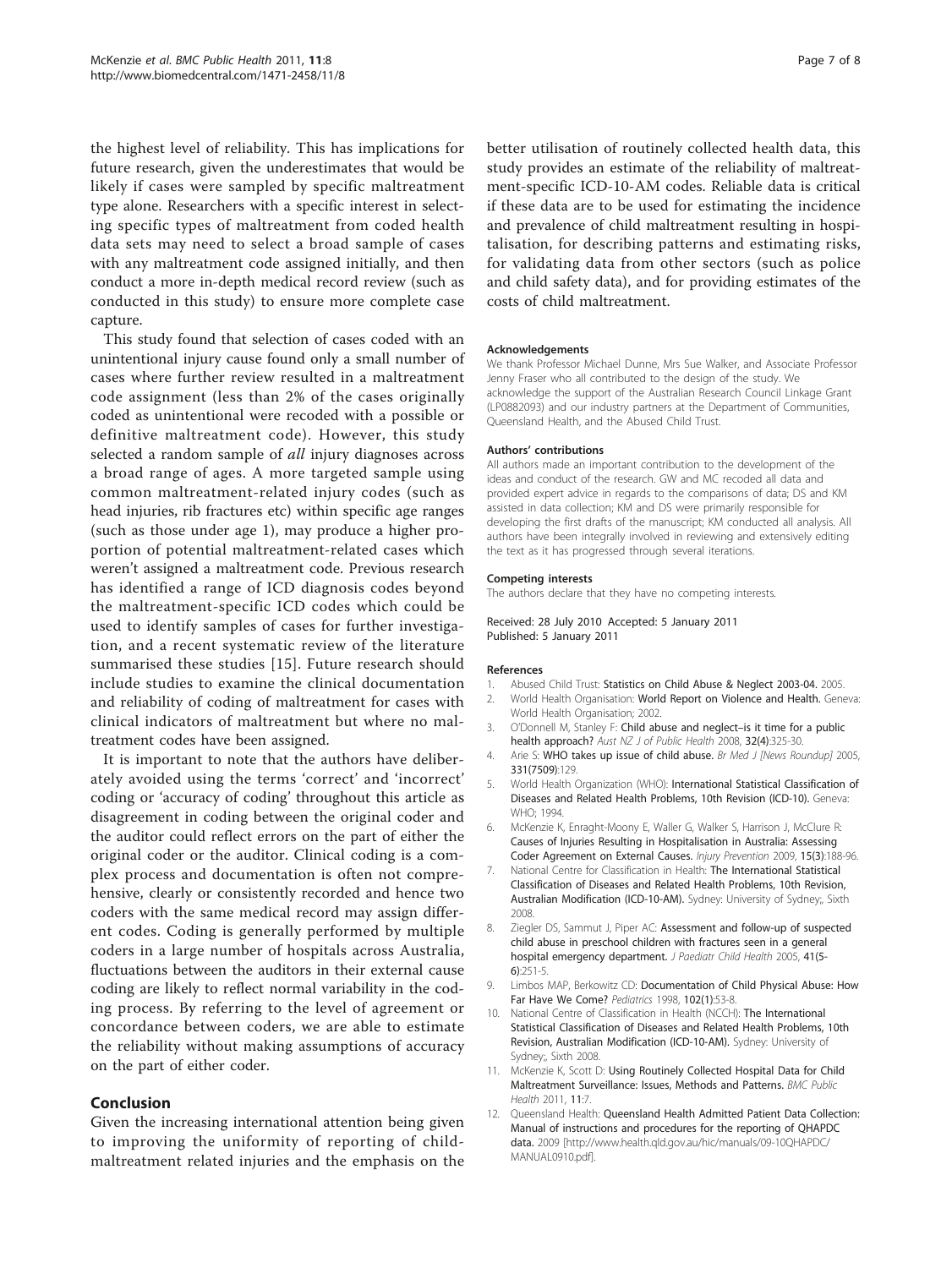the highest level of reliability. This has implications for future research, given the underestimates that would be likely if cases were sampled by specific maltreatment type alone. Researchers with a specific interest in selecting specific types of maltreatment from coded health data sets may need to select a broad sample of cases with any maltreatment code assigned initially, and then conduct a more in-depth medical record review (such as conducted in this study) to ensure more complete case capture.

This study found that selection of cases coded with an unintentional injury cause found only a small number of cases where further review resulted in a maltreatment code assignment (less than 2% of the cases originally coded as unintentional were recoded with a possible or definitive maltreatment code). However, this study selected a random sample of *all* injury diagnoses across a broad range of ages. A more targeted sample using common maltreatment-related injury codes (such as head injuries, rib fractures etc) within specific age ranges (such as those under age 1), may produce a higher proportion of potential maltreatment-related cases which weren't assigned a maltreatment code. Previous research has identified a range of ICD diagnosis codes beyond the maltreatment-specific ICD codes which could be used to identify samples of cases for further investigation, and a recent systematic review of the literature summarised these studies [15]. Future research should include studies to examine the clinical documentation and reliability of coding of maltreatment for cases with clinical indicators of maltreatment but where no maltreatment codes have been assigned.

It is important to note that the authors have deliberately avoided using the terms 'correct' and 'incorrect' coding or 'accuracy of coding' throughout this article as disagreement in coding between the original coder and the auditor could reflect errors on the part of either the original coder or the auditor. Clinical coding is a complex process and documentation is often not comprehensive, clearly or consistently recorded and hence two coders with the same medical record may assign different codes. Coding is generally performed by multiple coders in a large number of hospitals across Australia, fluctuations between the auditors in their external cause coding are likely to reflect normal variability in the coding process. By referring to the level of agreement or concordance between coders, we are able to estimate the reliability without making assumptions of accuracy on the part of either coder.

## Conclusion

Given the increasing international attention being given to improving the uniformity of reporting of child-maltreatment related injuries and the emphasis on the better utilisation of routinely collected health data, this study provides an estimate of the reliability of maltreatment-specific ICD-10-AM codes. Reliable data is critical if these data are to be used for estimating the incidence and prevalence of child maltreatment resulting in hospitalisation, for describing patterns and estimating risks, for validating data from other sectors (such as police and child safety data), and for providing estimates of the costs of child maltreatment.

#### Acknowledgements

We thank Professor Michael Dunne, Mrs Sue Walker, and Associate Professor Jenny Fraser who all contributed to the design of the study. We acknowledge the support of the Australian Research Council Linkage Grant (LP0882093) and our industry partners at the Department of Communities, Queensland Health, and the Abused Child Trust.

#### Authors' contributions

All authors made an important contribution to the development of the ideas and conduct of the research. GW and MC recoded all data and provided expert advice in regards to the comparisons of data; DS and KM assisted in data collection; KM and DS were primarily responsible for developing the first drafts of the manuscript; KM conducted all analysis. All authors have been integrally involved in reviewing and extensively editing the text as it has progressed through several iterations.

#### Competing interests

The authors declare that they have no competing interests.

Received: 28 July 2010 Accepted: 5 January 2011
Published: 5 January 2011

#### References

1. Abused Child Trust: **Statistics on Child Abuse & Neglect 2003-04.** 2005.
2. World Health Organisation: **World Report on Violence and Health.** Geneva: World Health Organisation; 2002.
3. O'Donnell M, Stanley F: **Child abuse and neglect–is it time for a public health approach?** *Aust NZ J of Public Health* 2008, **32(4)**:325-30.
4. Arie S: **WHO takes up issue of child abuse.** *Br Med J [News Roundup]* 2005, **331(7509)**:129.
5. World Health Organization (WHO): **International Statistical Classification of Diseases and Related Health Problems, 10th Revision (ICD-10).** Geneva: WHO; 1994.
6. McKenzie K, Enraght-Moony E, Waller G, Walker S, Harrison J, McClure R: **Causes of Injuries Resulting in Hospitalisation in Australia: Assessing Coder Agreement on External Causes.** *Injury Prevention* 2009, **15(3)**:188-96.
7. National Centre for Classification in Health: **The International Statistical Classification of Diseases and Related Health Problems, 10th Revision, Australian Modification (ICD-10-AM).** Sydney: University of Sydney;, Sixth 2008.
8. Ziegler DS, Sammut J, Piper AC: **Assessment and follow-up of suspected child abuse in preschool children with fractures seen in a general hospital emergency department.** *J Paediatr Child Health* 2005, **41(5-6)**:251-5.
9. Limbos MAP, Berkowitz CD: **Documentation of Child Physical Abuse: How Far Have We Come?** *Pediatrics* 1998, **102(1)**:53-8.
10. National Centre of Classification in Health (NCCH): **The International Statistical Classification of Diseases and Related Health Problems, 10th Revision, Australian Modification (ICD-10-AM).** Sydney: University of Sydney;, Sixth 2008.
11. McKenzie K, Scott D: **Using Routinely Collected Hospital Data for Child Maltreatment Surveillance: Issues, Methods and Patterns.** *BMC Public Health* 2011, **11**:7.
12. Queensland Health: **Queensland Health Admitted Patient Data Collection: Manual of instructions and procedures for the reporting of QHAPDC data.** 2009 [http://www.health.qld.gov.au/hic/manuals/09-10QHAPDC/MANUAL0910.pdf].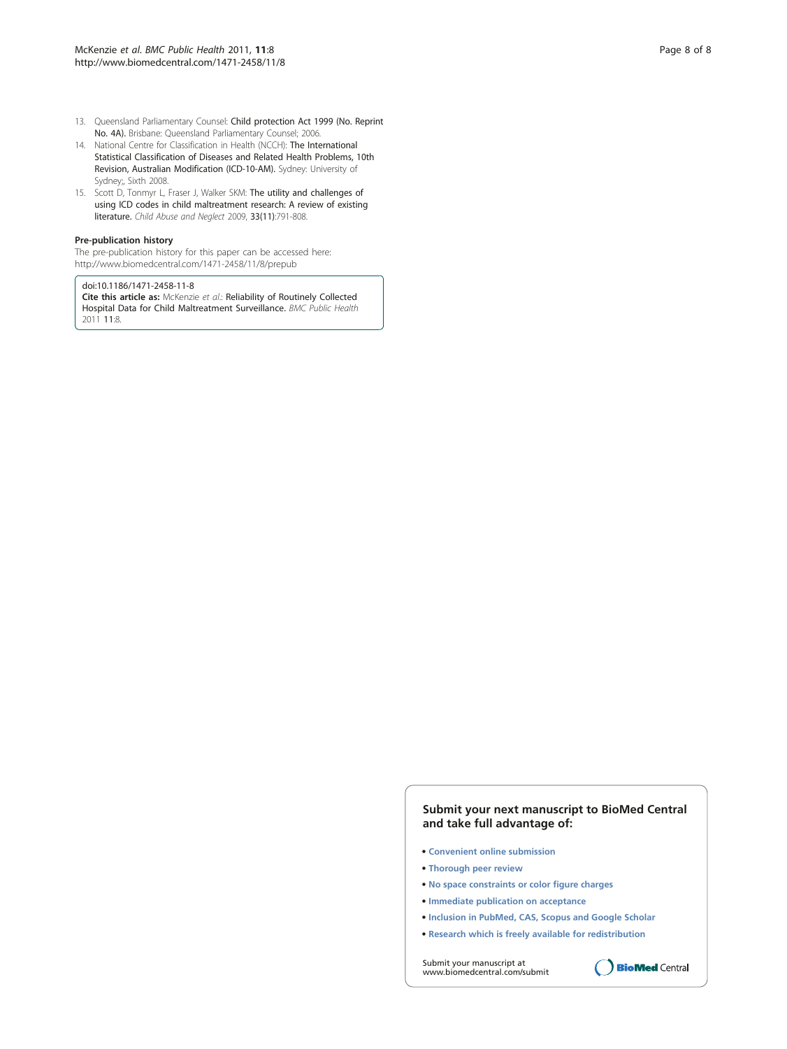13. Queensland Parliamentary Counsel: **Child protection Act 1999 (No. Reprint No. 4A).** Brisbane: Queensland Parliamentary Counsel; 2006.
14. National Centre for Classification in Health (NCCH): **The International Statistical Classification of Diseases and Related Health Problems, 10th Revision, Australian Modification (ICD-10-AM).** Sydney: University of Sydney;, Sixth 2008.
15. Scott D, Tonmyr L, Fraser J, Walker SKM: **The utility and challenges of using ICD codes in child maltreatment research: A review of existing literature.** *Child Abuse and Neglect* 2009, **33(11)**:791-808.

### Pre-publication history

The pre-publication history for this paper can be accessed here:
http://www.biomedcentral.com/1471-2458/11/8/prepub

doi:10.1186/1471-2458-11-8
**Cite this article as:** McKenzie *et al.*: Reliability of Routinely Collected Hospital Data for Child Maltreatment Surveillance. *BMC Public Health* 2011 **11**:8.

**Submit your next manuscript to BioMed Central and take full advantage of:**

- **Convenient online submission**
- **Thorough peer review**
- **No space constraints or color figure charges**
- **Immediate publication on acceptance**
- **Inclusion in PubMed, CAS, Scopus and Google Scholar**
- **Research which is freely available for redistribution**

Submit your manuscript at
www.biomedcentral.com/submit

BioMed Central